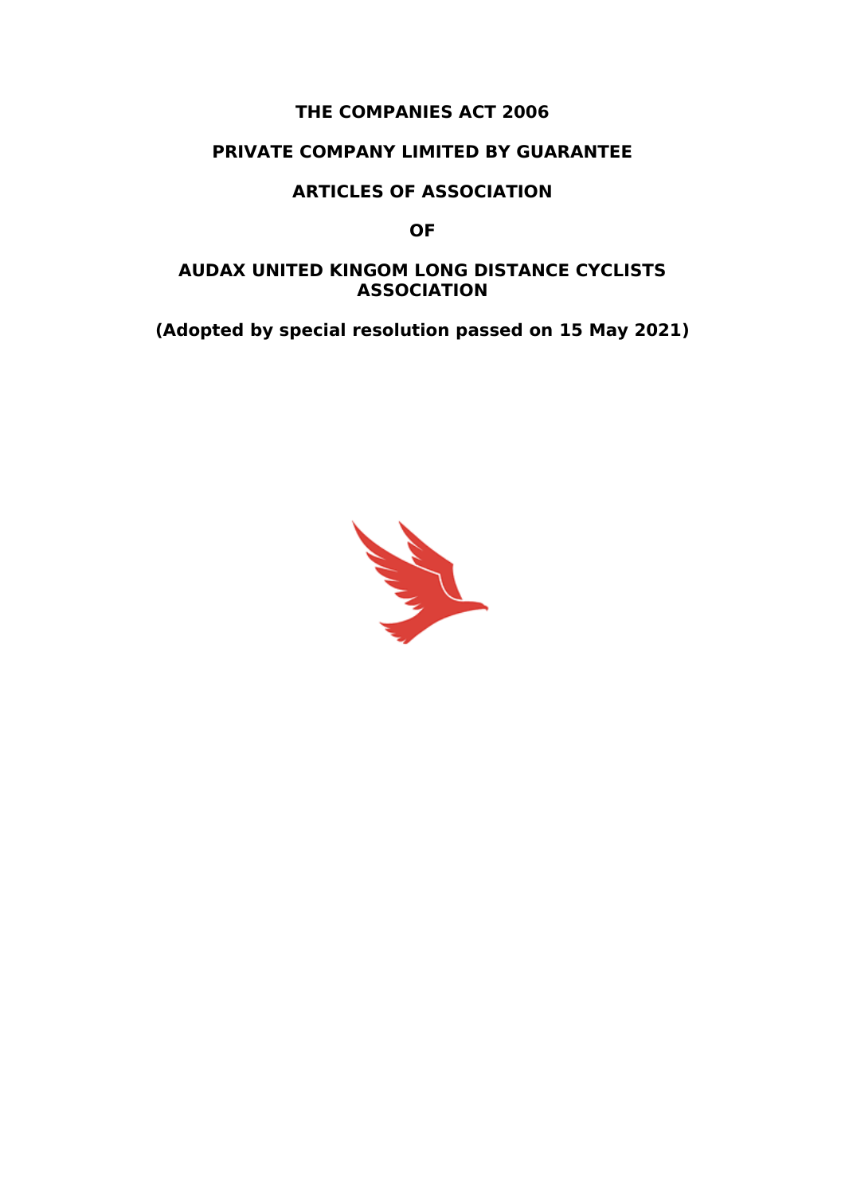**THE COMPANIES ACT 2006**

**PRIVATE COMPANY LIMITED BY GUARANTEE**

# ARTICLES OF ASSOCIATION

**OF**

# AUDAX UNITED KINGOM LONG DISTANCE CYCLISTS ASSOCIATION

**(Adopted by special resolution passed on 15 May 2021)**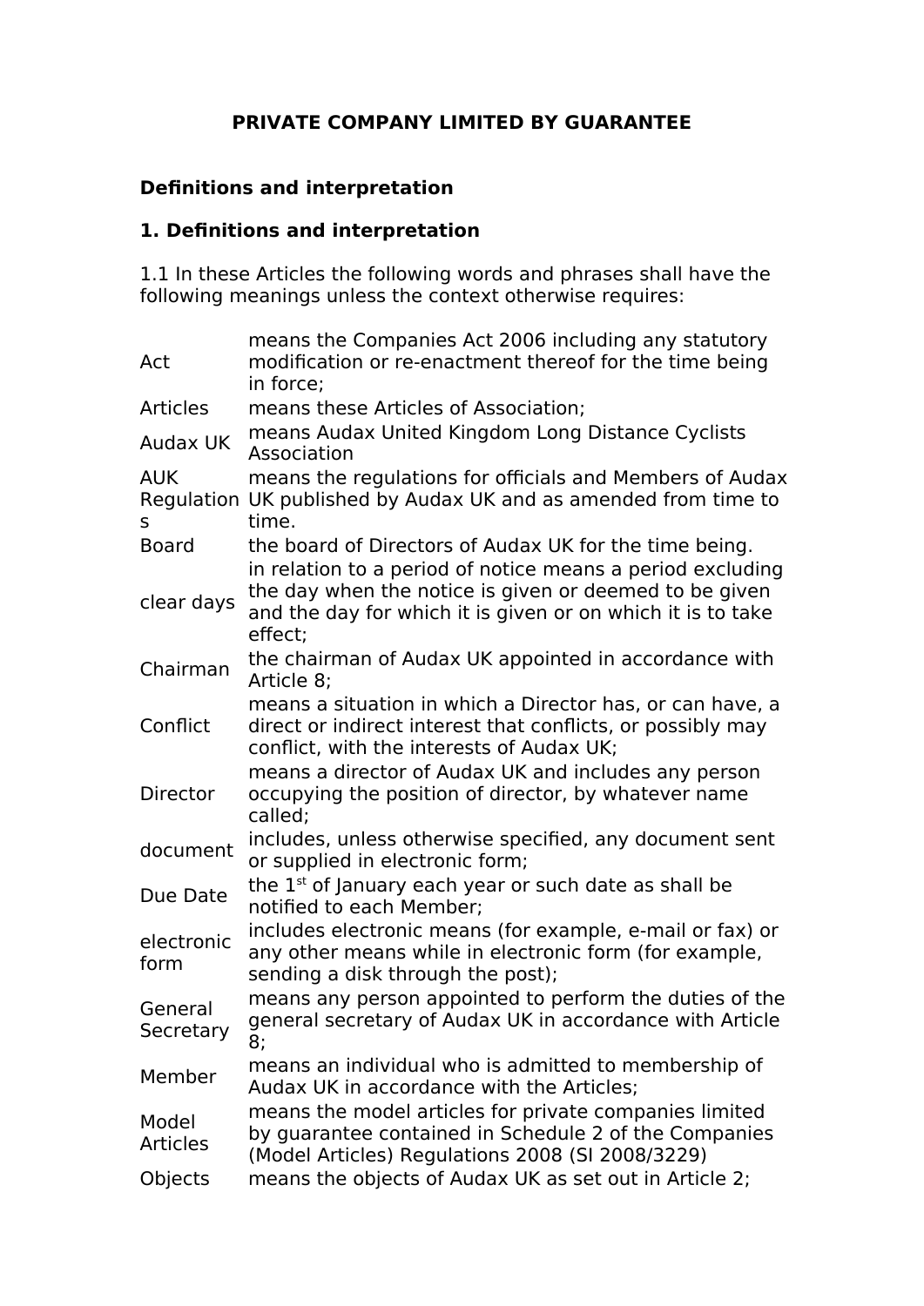**PRIVATE COMPANY LIMITED BY GUARANTEE**

**Definitions and interpretation**

**1. Definitions and interpretation**

1.1 In these Articles the following words and phrases shall have the following meanings unless the context otherwise requires:

| | |
|---|---|
| Act | means the Companies Act 2006 including any statutory modification or re-enactment thereof for the time being in force; |
| Articles | means these Articles of Association; |
| Audax UK | means Audax United Kingdom Long Distance Cyclists Association |
| AUK Regulations | means the regulations for officials and Members of Audax UK published by Audax UK and as amended from time to time. |
| Board | the board of Directors of Audax UK for the time being. |
| clear days | in relation to a period of notice means a period excluding the day when the notice is given or deemed to be given and the day for which it is given or on which it is to take effect; |
| Chairman | the chairman of Audax UK appointed in accordance with Article 8; |
| Conflict | means a situation in which a Director has, or can have, a direct or indirect interest that conflicts, or possibly may conflict, with the interests of Audax UK; |
| Director | means a director of Audax UK and includes any person occupying the position of director, by whatever name called; |
| document | includes, unless otherwise specified, any document sent or supplied in electronic form; |
| Due Date | the 1st of January each year or such date as shall be notified to each Member; |
| electronic form | includes electronic means (for example, e-mail or fax) or any other means while in electronic form (for example, sending a disk through the post); |
| General Secretary | means any person appointed to perform the duties of the general secretary of Audax UK in accordance with Article 8; |
| Member | means an individual who is admitted to membership of Audax UK in accordance with the Articles; |
| Model Articles | means the model articles for private companies limited by guarantee contained in Schedule 2 of the Companies (Model Articles) Regulations 2008 (SI 2008/3229) |
| Objects | means the objects of Audax UK as set out in Article 2; |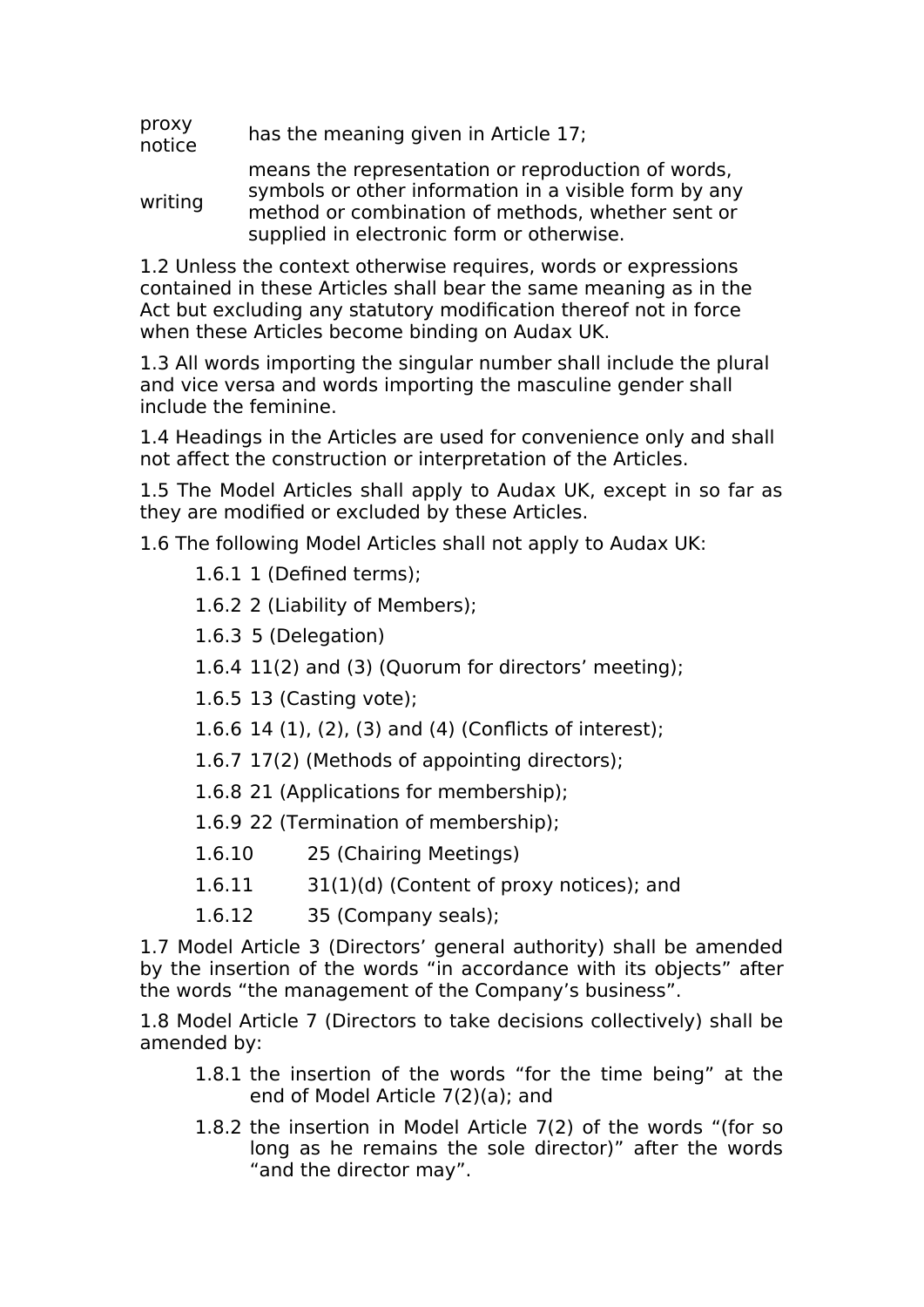| | |
|---|---|
| proxy notice | has the meaning given in Article 17; |
| writing | means the representation or reproduction of words, symbols or other information in a visible form by any method or combination of methods, whether sent or supplied in electronic form or otherwise. |

1.2 Unless the context otherwise requires, words or expressions contained in these Articles shall bear the same meaning as in the Act but excluding any statutory modification thereof not in force when these Articles become binding on Audax UK.

1.3 All words importing the singular number shall include the plural and vice versa and words importing the masculine gender shall include the feminine.

1.4 Headings in the Articles are used for convenience only and shall not affect the construction or interpretation of the Articles.

1.5 The Model Articles shall apply to Audax UK, except in so far as they are modified or excluded by these Articles.

1.6 The following Model Articles shall not apply to Audax UK:

1.6.1 1 (Defined terms);

1.6.2 2 (Liability of Members);

1.6.3 5 (Delegation)

1.6.4 11(2) and (3) (Quorum for directors' meeting);

1.6.5 13 (Casting vote);

1.6.6 14 (1), (2), (3) and (4) (Conflicts of interest);

1.6.7 17(2) (Methods of appointing directors);

1.6.8 21 (Applications for membership);

1.6.9 22 (Termination of membership);

1.6.10 25 (Chairing Meetings)

1.6.11 31(1)(d) (Content of proxy notices); and

1.6.12 35 (Company seals);

1.7 Model Article 3 (Directors' general authority) shall be amended by the insertion of the words "in accordance with its objects" after the words "the management of the Company's business".

1.8 Model Article 7 (Directors to take decisions collectively) shall be amended by:

1.8.1 the insertion of the words "for the time being" at the end of Model Article 7(2)(a); and

1.8.2 the insertion in Model Article 7(2) of the words "(for so long as he remains the sole director)" after the words "and the director may".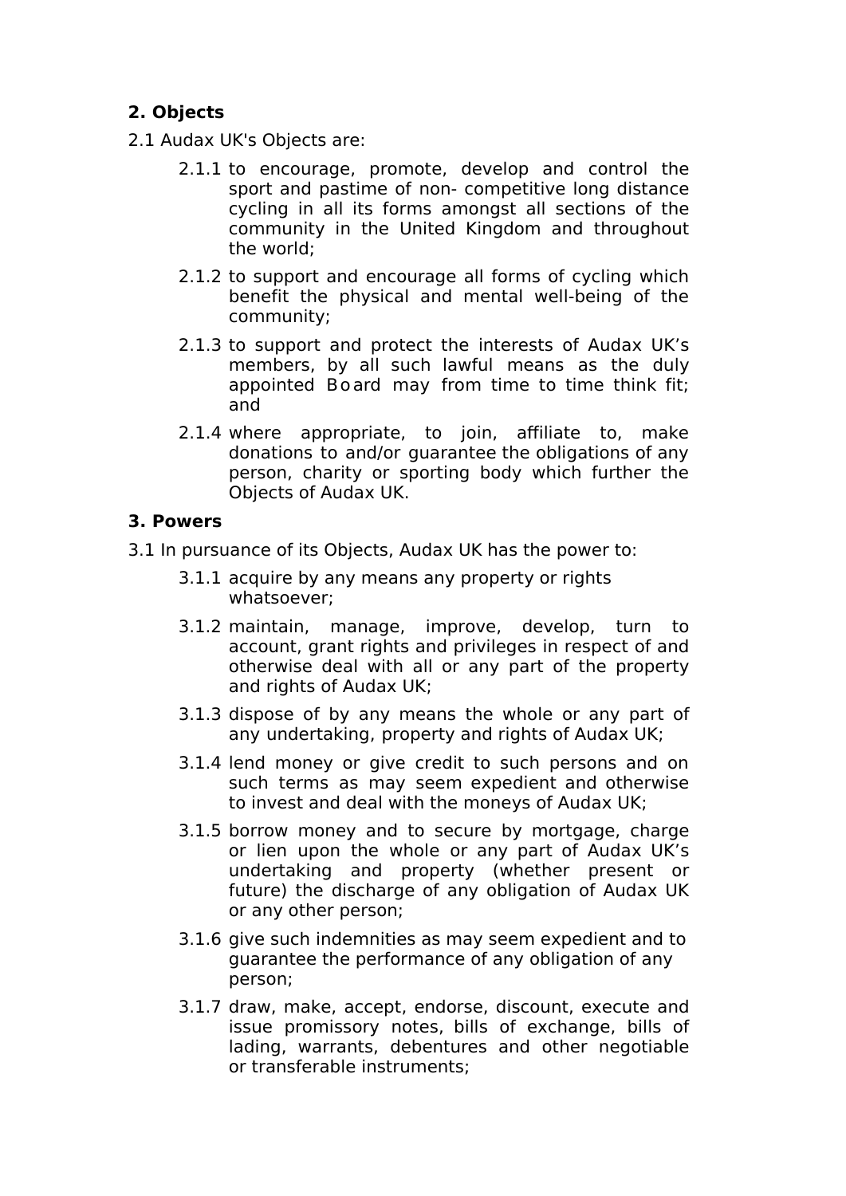## 2. Objects

2.1 Audax UK's Objects are:

- 2.1.1 to encourage, promote, develop and control the sport and pastime of non- competitive long distance cycling in all its forms amongst all sections of the community in the United Kingdom and throughout the world;
- 2.1.2 to support and encourage all forms of cycling which benefit the physical and mental well-being of the community;
- 2.1.3 to support and protect the interests of Audax UK's members, by all such lawful means as the duly appointed Board may from time to time think fit; and
- 2.1.4 where appropriate, to join, affiliate to, make donations to and/or guarantee the obligations of any person, charity or sporting body which further the Objects of Audax UK.

## 3. Powers

3.1 In pursuance of its Objects, Audax UK has the power to:

- 3.1.1 acquire by any means any property or rights whatsoever;
- 3.1.2 maintain, manage, improve, develop, turn to account, grant rights and privileges in respect of and otherwise deal with all or any part of the property and rights of Audax UK;
- 3.1.3 dispose of by any means the whole or any part of any undertaking, property and rights of Audax UK;
- 3.1.4 lend money or give credit to such persons and on such terms as may seem expedient and otherwise to invest and deal with the moneys of Audax UK;
- 3.1.5 borrow money and to secure by mortgage, charge or lien upon the whole or any part of Audax UK's undertaking and property (whether present or future) the discharge of any obligation of Audax UK or any other person;
- 3.1.6 give such indemnities as may seem expedient and to guarantee the performance of any obligation of any person;
- 3.1.7 draw, make, accept, endorse, discount, execute and issue promissory notes, bills of exchange, bills of lading, warrants, debentures and other negotiable or transferable instruments;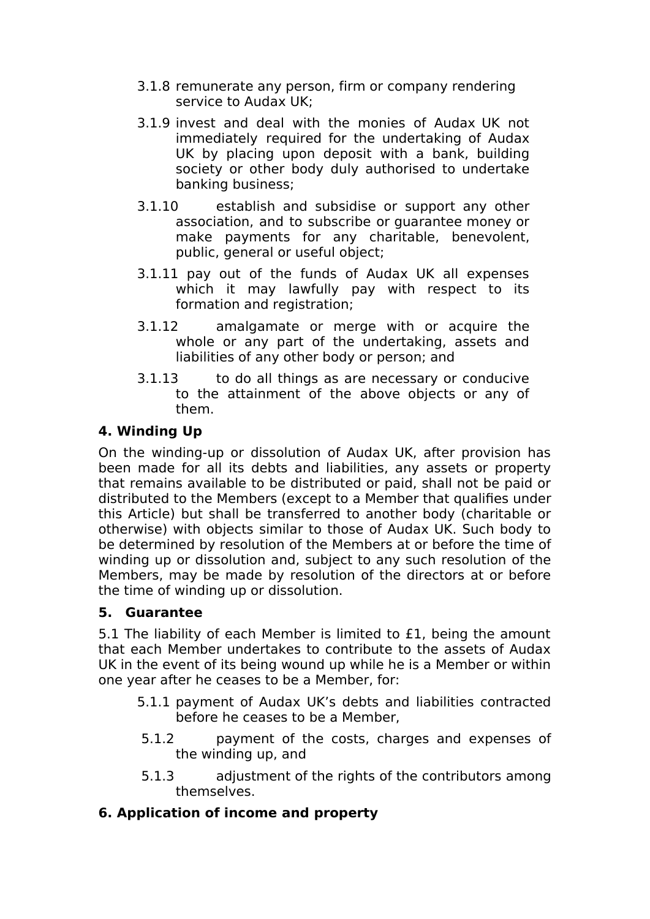3.1.8 remunerate any person, firm or company rendering service to Audax UK;

3.1.9 invest and deal with the monies of Audax UK not immediately required for the undertaking of Audax UK by placing upon deposit with a bank, building society or other body duly authorised to undertake banking business;

3.1.10 establish and subsidise or support any other association, and to subscribe or guarantee money or make payments for any charitable, benevolent, public, general or useful object;

3.1.11 pay out of the funds of Audax UK all expenses which it may lawfully pay with respect to its formation and registration;

3.1.12 amalgamate or merge with or acquire the whole or any part of the undertaking, assets and liabilities of any other body or person; and

3.1.13 to do all things as are necessary or conducive to the attainment of the above objects or any of them.

**4. Winding Up**

On the winding-up or dissolution of Audax UK, after provision has been made for all its debts and liabilities, any assets or property that remains available to be distributed or paid, shall not be paid or distributed to the Members (except to a Member that qualifies under this Article) but shall be transferred to another body (charitable or otherwise) with objects similar to those of Audax UK. Such body to be determined by resolution of the Members at or before the time of winding up or dissolution and, subject to any such resolution of the Members, may be made by resolution of the directors at or before the time of winding up or dissolution.

**5. Guarantee**

5.1 The liability of each Member is limited to £1, being the amount that each Member undertakes to contribute to the assets of Audax UK in the event of its being wound up while he is a Member or within one year after he ceases to be a Member, for:

5.1.1 payment of Audax UK's debts and liabilities contracted before he ceases to be a Member,

5.1.2 payment of the costs, charges and expenses of the winding up, and

5.1.3 adjustment of the rights of the contributors among themselves.

**6. Application of income and property**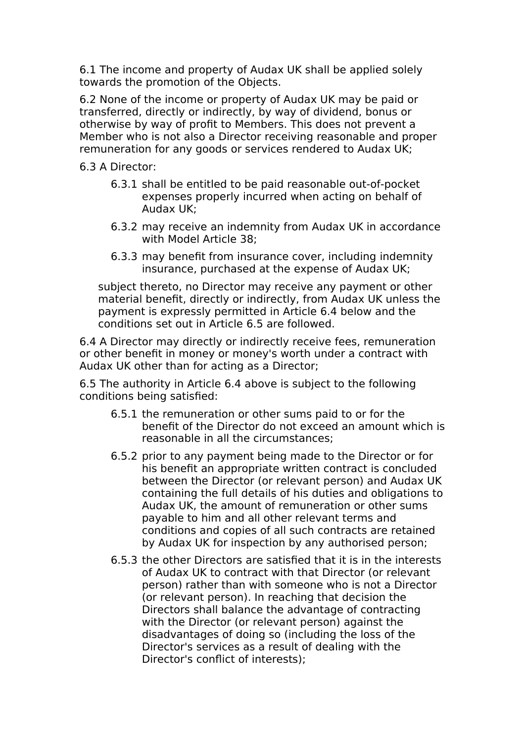6.1 The income and property of Audax UK shall be applied solely towards the promotion of the Objects.

6.2 None of the income or property of Audax UK may be paid or transferred, directly or indirectly, by way of dividend, bonus or otherwise by way of profit to Members. This does not prevent a Member who is not also a Director receiving reasonable and proper remuneration for any goods or services rendered to Audax UK;

6.3 A Director:

- 6.3.1 shall be entitled to be paid reasonable out-of-pocket expenses properly incurred when acting on behalf of Audax UK;
- 6.3.2 may receive an indemnity from Audax UK in accordance with Model Article 38;
- 6.3.3 may benefit from insurance cover, including indemnity insurance, purchased at the expense of Audax UK;

subject thereto, no Director may receive any payment or other material benefit, directly or indirectly, from Audax UK unless the payment is expressly permitted in Article 6.4 below and the conditions set out in Article 6.5 are followed.

6.4 A Director may directly or indirectly receive fees, remuneration or other benefit in money or money's worth under a contract with Audax UK other than for acting as a Director;

6.5 The authority in Article 6.4 above is subject to the following conditions being satisfied:

- 6.5.1 the remuneration or other sums paid to or for the benefit of the Director do not exceed an amount which is reasonable in all the circumstances;
- 6.5.2 prior to any payment being made to the Director or for his benefit an appropriate written contract is concluded between the Director (or relevant person) and Audax UK containing the full details of his duties and obligations to Audax UK, the amount of remuneration or other sums payable to him and all other relevant terms and conditions and copies of all such contracts are retained by Audax UK for inspection by any authorised person;
- 6.5.3 the other Directors are satisfied that it is in the interests of Audax UK to contract with that Director (or relevant person) rather than with someone who is not a Director (or relevant person). In reaching that decision the Directors shall balance the advantage of contracting with the Director (or relevant person) against the disadvantages of doing so (including the loss of the Director's services as a result of dealing with the Director's conflict of interests);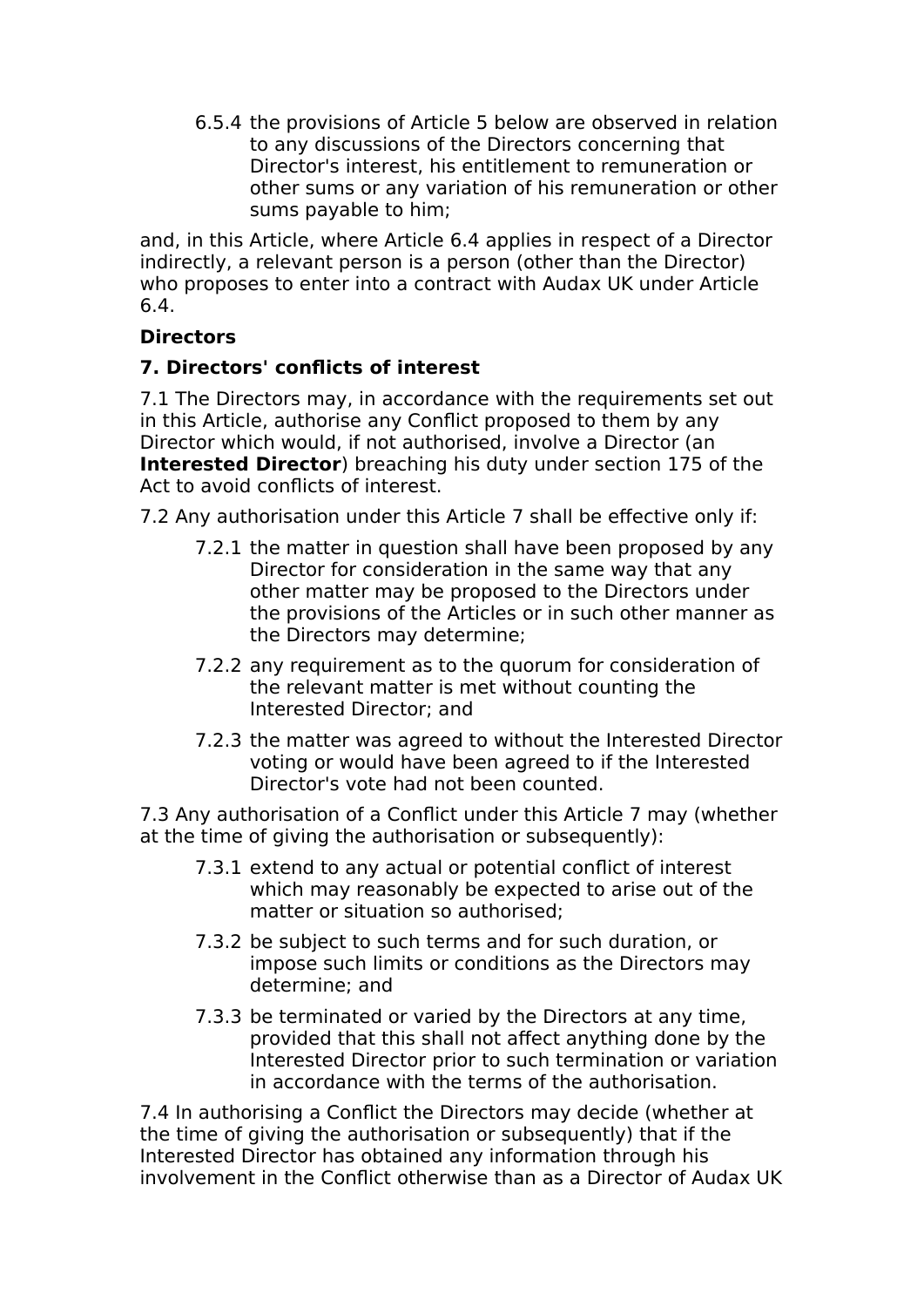6.5.4 the provisions of Article 5 below are observed in relation to any discussions of the Directors concerning that Director's interest, his entitlement to remuneration or other sums or any variation of his remuneration or other sums payable to him;

and, in this Article, where Article 6.4 applies in respect of a Director indirectly, a relevant person is a person (other than the Director) who proposes to enter into a contract with Audax UK under Article 6.4.

**Directors**

**7. Directors' conflicts of interest**

7.1 The Directors may, in accordance with the requirements set out in this Article, authorise any Conflict proposed to them by any Director which would, if not authorised, involve a Director (an **Interested Director**) breaching his duty under section 175 of the Act to avoid conflicts of interest.

7.2 Any authorisation under this Article 7 shall be effective only if:

7.2.1 the matter in question shall have been proposed by any Director for consideration in the same way that any other matter may be proposed to the Directors under the provisions of the Articles or in such other manner as the Directors may determine;

7.2.2 any requirement as to the quorum for consideration of the relevant matter is met without counting the Interested Director; and

7.2.3 the matter was agreed to without the Interested Director voting or would have been agreed to if the Interested Director's vote had not been counted.

7.3 Any authorisation of a Conflict under this Article 7 may (whether at the time of giving the authorisation or subsequently):

7.3.1 extend to any actual or potential conflict of interest which may reasonably be expected to arise out of the matter or situation so authorised;

7.3.2 be subject to such terms and for such duration, or impose such limits or conditions as the Directors may determine; and

7.3.3 be terminated or varied by the Directors at any time, provided that this shall not affect anything done by the Interested Director prior to such termination or variation in accordance with the terms of the authorisation.

7.4 In authorising a Conflict the Directors may decide (whether at the time of giving the authorisation or subsequently) that if the Interested Director has obtained any information through his involvement in the Conflict otherwise than as a Director of Audax UK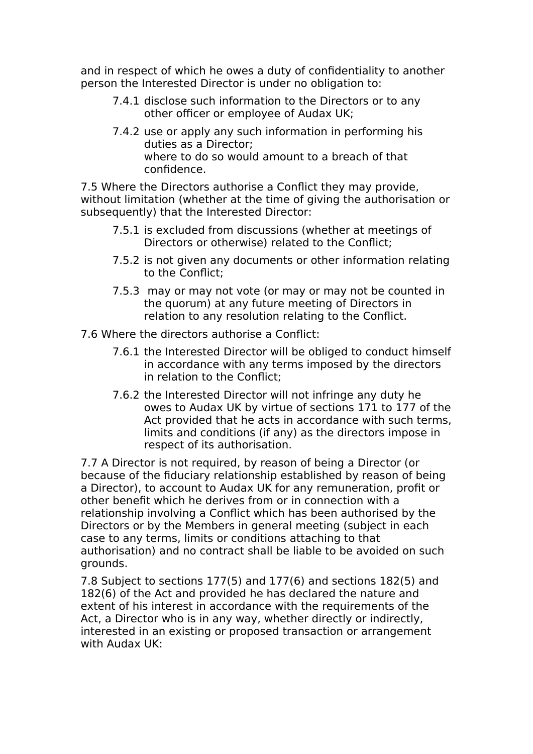and in respect of which he owes a duty of confidentiality to another person the Interested Director is under no obligation to:

7.4.1 disclose such information to the Directors or to any other officer or employee of Audax UK;

7.4.2 use or apply any such information in performing his duties as a Director;
where to do so would amount to a breach of that confidence.

7.5 Where the Directors authorise a Conflict they may provide, without limitation (whether at the time of giving the authorisation or subsequently) that the Interested Director:

7.5.1 is excluded from discussions (whether at meetings of Directors or otherwise) related to the Conflict;

7.5.2 is not given any documents or other information relating to the Conflict;

7.5.3 may or may not vote (or may or may not be counted in the quorum) at any future meeting of Directors in relation to any resolution relating to the Conflict.

7.6 Where the directors authorise a Conflict:

7.6.1 the Interested Director will be obliged to conduct himself in accordance with any terms imposed by the directors in relation to the Conflict;

7.6.2 the Interested Director will not infringe any duty he owes to Audax UK by virtue of sections 171 to 177 of the Act provided that he acts in accordance with such terms, limits and conditions (if any) as the directors impose in respect of its authorisation.

7.7 A Director is not required, by reason of being a Director (or because of the fiduciary relationship established by reason of being a Director), to account to Audax UK for any remuneration, profit or other benefit which he derives from or in connection with a relationship involving a Conflict which has been authorised by the Directors or by the Members in general meeting (subject in each case to any terms, limits or conditions attaching to that authorisation) and no contract shall be liable to be avoided on such grounds.

7.8 Subject to sections 177(5) and 177(6) and sections 182(5) and 182(6) of the Act and provided he has declared the nature and extent of his interest in accordance with the requirements of the Act, a Director who is in any way, whether directly or indirectly, interested in an existing or proposed transaction or arrangement with Audax UK: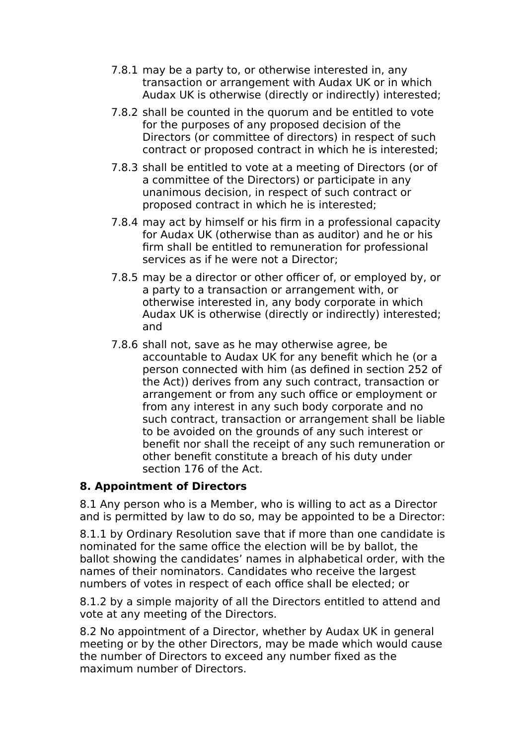7.8.1 may be a party to, or otherwise interested in, any transaction or arrangement with Audax UK or in which Audax UK is otherwise (directly or indirectly) interested;

7.8.2 shall be counted in the quorum and be entitled to vote for the purposes of any proposed decision of the Directors (or committee of directors) in respect of such contract or proposed contract in which he is interested;

7.8.3 shall be entitled to vote at a meeting of Directors (or of a committee of the Directors) or participate in any unanimous decision, in respect of such contract or proposed contract in which he is interested;

7.8.4 may act by himself or his firm in a professional capacity for Audax UK (otherwise than as auditor) and he or his firm shall be entitled to remuneration for professional services as if he were not a Director;

7.8.5 may be a director or other officer of, or employed by, or a party to a transaction or arrangement with, or otherwise interested in, any body corporate in which Audax UK is otherwise (directly or indirectly) interested; and

7.8.6 shall not, save as he may otherwise agree, be accountable to Audax UK for any benefit which he (or a person connected with him (as defined in section 252 of the Act)) derives from any such contract, transaction or arrangement or from any such office or employment or from any interest in any such body corporate and no such contract, transaction or arrangement shall be liable to be avoided on the grounds of any such interest or benefit nor shall the receipt of any such remuneration or other benefit constitute a breach of his duty under section 176 of the Act.

**8. Appointment of Directors**

8.1 Any person who is a Member, who is willing to act as a Director and is permitted by law to do so, may be appointed to be a Director:

8.1.1 by Ordinary Resolution save that if more than one candidate is nominated for the same office the election will be by ballot, the ballot showing the candidates' names in alphabetical order, with the names of their nominators. Candidates who receive the largest numbers of votes in respect of each office shall be elected; or

8.1.2 by a simple majority of all the Directors entitled to attend and vote at any meeting of the Directors.

8.2 No appointment of a Director, whether by Audax UK in general meeting or by the other Directors, may be made which would cause the number of Directors to exceed any number fixed as the maximum number of Directors.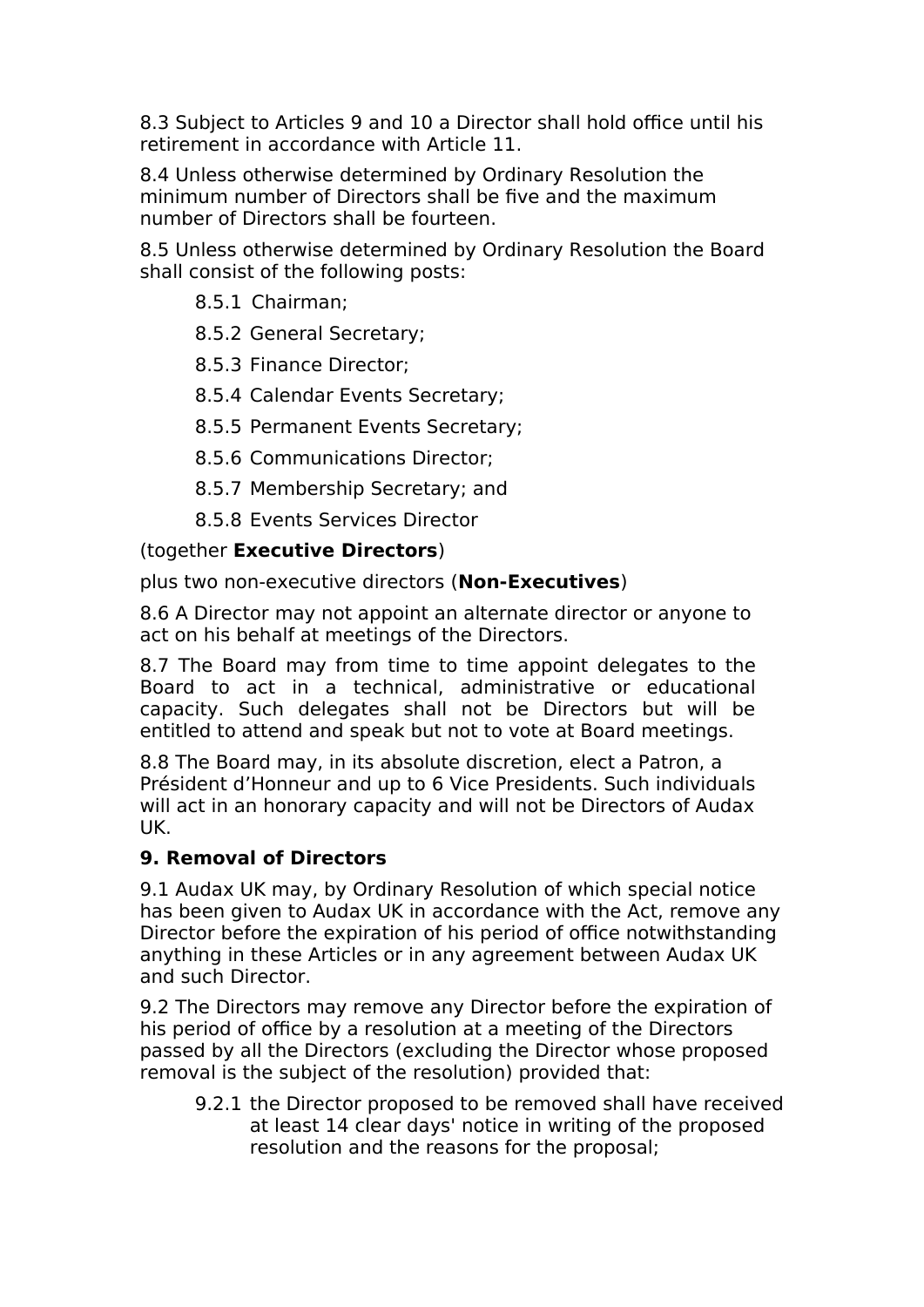8.3 Subject to Articles 9 and 10 a Director shall hold office until his retirement in accordance with Article 11.

8.4 Unless otherwise determined by Ordinary Resolution the minimum number of Directors shall be five and the maximum number of Directors shall be fourteen.

8.5 Unless otherwise determined by Ordinary Resolution the Board shall consist of the following posts:

- 8.5.1 Chairman;
- 8.5.2 General Secretary;
- 8.5.3 Finance Director;
- 8.5.4 Calendar Events Secretary;
- 8.5.5 Permanent Events Secretary;
- 8.5.6 Communications Director;
- 8.5.7 Membership Secretary; and
- 8.5.8 Events Services Director

(together **Executive Directors**)

plus two non-executive directors (**Non-Executives**)

8.6 A Director may not appoint an alternate director or anyone to act on his behalf at meetings of the Directors.

8.7 The Board may from time to time appoint delegates to the Board to act in a technical, administrative or educational capacity. Such delegates shall not be Directors but will be entitled to attend and speak but not to vote at Board meetings.

8.8 The Board may, in its absolute discretion, elect a Patron, a Président d'Honneur and up to 6 Vice Presidents. Such individuals will act in an honorary capacity and will not be Directors of Audax UK.

**9. Removal of Directors**

9.1 Audax UK may, by Ordinary Resolution of which special notice has been given to Audax UK in accordance with the Act, remove any Director before the expiration of his period of office notwithstanding anything in these Articles or in any agreement between Audax UK and such Director.

9.2 The Directors may remove any Director before the expiration of his period of office by a resolution at a meeting of the Directors passed by all the Directors (excluding the Director whose proposed removal is the subject of the resolution) provided that:

- 9.2.1 the Director proposed to be removed shall have received at least 14 clear days' notice in writing of the proposed resolution and the reasons for the proposal;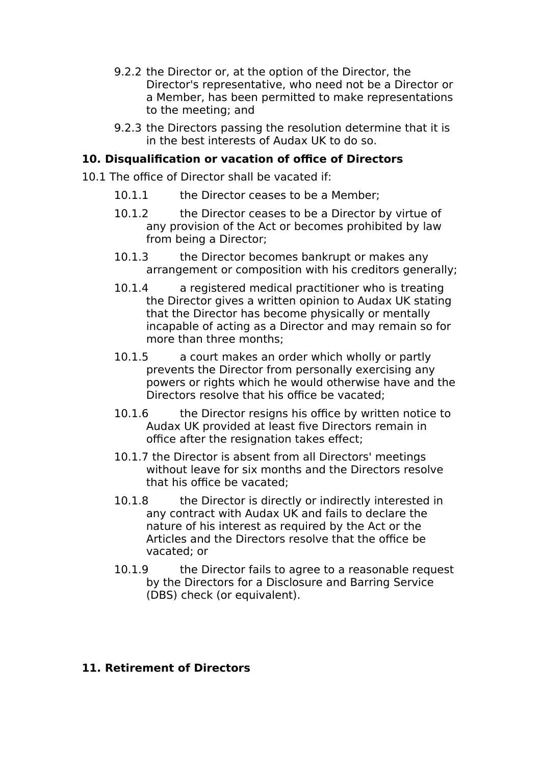9.2.2 the Director or, at the option of the Director, the Director's representative, who need not be a Director or a Member, has been permitted to make representations to the meeting; and

9.2.3 the Directors passing the resolution determine that it is in the best interests of Audax UK to do so.

**10. Disqualification or vacation of office of Directors**

10.1 The office of Director shall be vacated if:

10.1.1 the Director ceases to be a Member;

10.1.2 the Director ceases to be a Director by virtue of any provision of the Act or becomes prohibited by law from being a Director;

10.1.3 the Director becomes bankrupt or makes any arrangement or composition with his creditors generally;

10.1.4 a registered medical practitioner who is treating the Director gives a written opinion to Audax UK stating that the Director has become physically or mentally incapable of acting as a Director and may remain so for more than three months;

10.1.5 a court makes an order which wholly or partly prevents the Director from personally exercising any powers or rights which he would otherwise have and the Directors resolve that his office be vacated;

10.1.6 the Director resigns his office by written notice to Audax UK provided at least five Directors remain in office after the resignation takes effect;

10.1.7 the Director is absent from all Directors' meetings without leave for six months and the Directors resolve that his office be vacated;

10.1.8 the Director is directly or indirectly interested in any contract with Audax UK and fails to declare the nature of his interest as required by the Act or the Articles and the Directors resolve that the office be vacated; or

10.1.9 the Director fails to agree to a reasonable request by the Directors for a Disclosure and Barring Service (DBS) check (or equivalent).

**11. Retirement of Directors**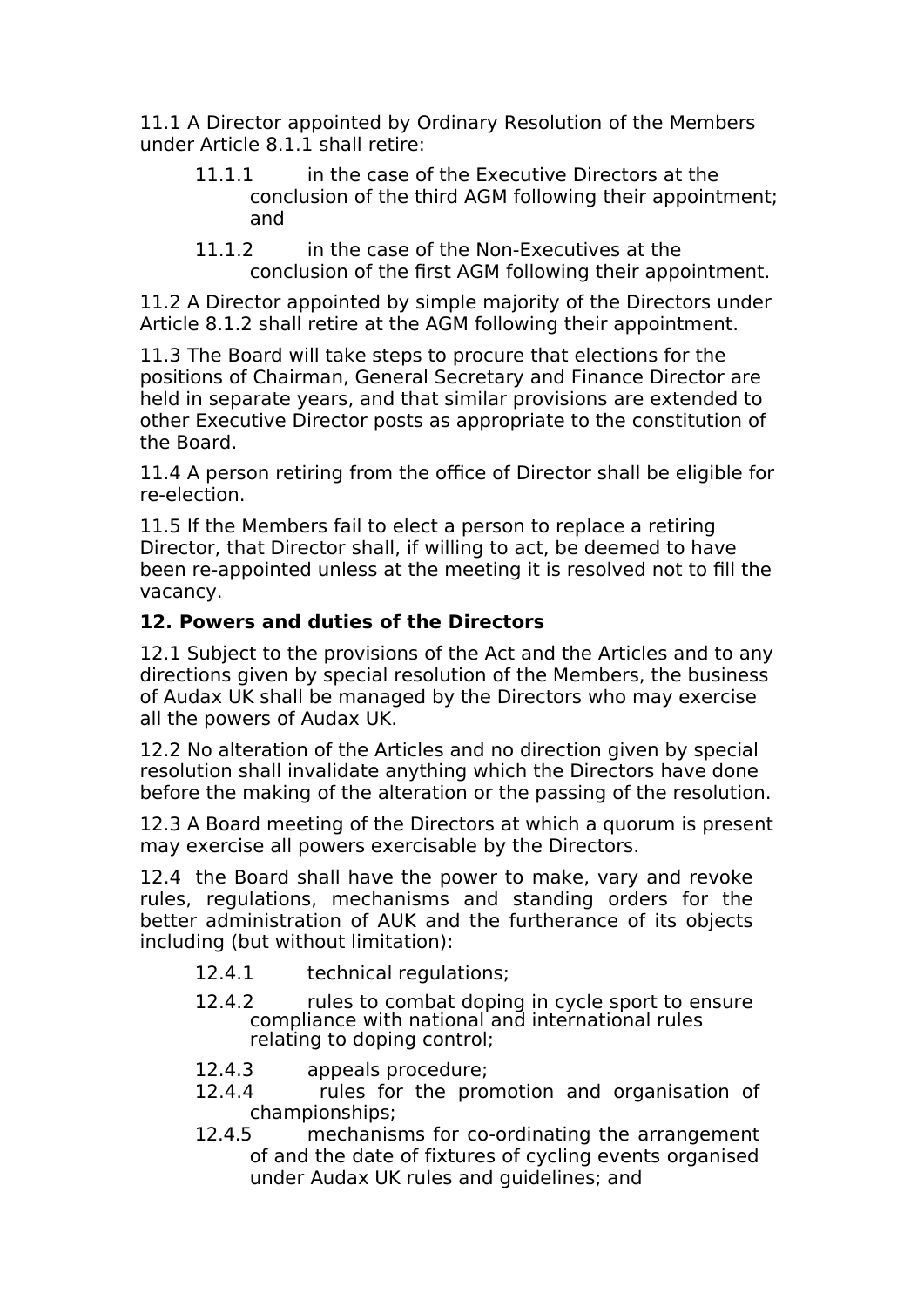11.1 A Director appointed by Ordinary Resolution of the Members under Article 8.1.1 shall retire:

- 11.1.1 in the case of the Executive Directors at the conclusion of the third AGM following their appointment; and
- 11.1.2 in the case of the Non-Executives at the conclusion of the first AGM following their appointment.

11.2 A Director appointed by simple majority of the Directors under Article 8.1.2 shall retire at the AGM following their appointment.

11.3 The Board will take steps to procure that elections for the positions of Chairman, General Secretary and Finance Director are held in separate years, and that similar provisions are extended to other Executive Director posts as appropriate to the constitution of the Board.

11.4 A person retiring from the office of Director shall be eligible for re-election.

11.5 If the Members fail to elect a person to replace a retiring Director, that Director shall, if willing to act, be deemed to have been re-appointed unless at the meeting it is resolved not to fill the vacancy.

**12. Powers and duties of the Directors**

12.1 Subject to the provisions of the Act and the Articles and to any directions given by special resolution of the Members, the business of Audax UK shall be managed by the Directors who may exercise all the powers of Audax UK.

12.2 No alteration of the Articles and no direction given by special resolution shall invalidate anything which the Directors have done before the making of the alteration or the passing of the resolution.

12.3 A Board meeting of the Directors at which a quorum is present may exercise all powers exercisable by the Directors.

12.4 the Board shall have the power to make, vary and revoke rules, regulations, mechanisms and standing orders for the better administration of AUK and the furtherance of its objects including (but without limitation):

- 12.4.1 technical regulations;
- 12.4.2 rules to combat doping in cycle sport to ensure compliance with national and international rules relating to doping control;
- 12.4.3 appeals procedure;
- 12.4.4 rules for the promotion and organisation of championships;
- 12.4.5 mechanisms for co-ordinating the arrangement of and the date of fixtures of cycling events organised under Audax UK rules and guidelines; and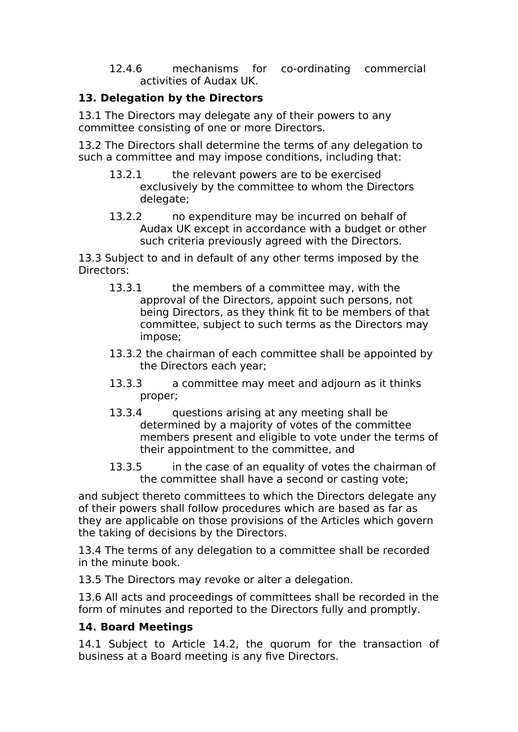12.4.6 mechanisms for co-ordinating commercial activities of Audax UK.

**13. Delegation by the Directors**

13.1 The Directors may delegate any of their powers to any committee consisting of one or more Directors.

13.2 The Directors shall determine the terms of any delegation to such a committee and may impose conditions, including that:

13.2.1 the relevant powers are to be exercised exclusively by the committee to whom the Directors delegate;

13.2.2 no expenditure may be incurred on behalf of Audax UK except in accordance with a budget or other such criteria previously agreed with the Directors.

13.3 Subject to and in default of any other terms imposed by the Directors:

13.3.1 the members of a committee may, with the approval of the Directors, appoint such persons, not being Directors, as they think fit to be members of that committee, subject to such terms as the Directors may impose;

13.3.2 the chairman of each committee shall be appointed by the Directors each year;

13.3.3 a committee may meet and adjourn as it thinks proper;

13.3.4 questions arising at any meeting shall be determined by a majority of votes of the committee members present and eligible to vote under the terms of their appointment to the committee, and

13.3.5 in the case of an equality of votes the chairman of the committee shall have a second or casting vote;

and subject thereto committees to which the Directors delegate any of their powers shall follow procedures which are based as far as they are applicable on those provisions of the Articles which govern the taking of decisions by the Directors.

13.4 The terms of any delegation to a committee shall be recorded in the minute book.

13.5 The Directors may revoke or alter a delegation.

13.6 All acts and proceedings of committees shall be recorded in the form of minutes and reported to the Directors fully and promptly.

**14. Board Meetings**

14.1 Subject to Article 14.2, the quorum for the transaction of business at a Board meeting is any five Directors.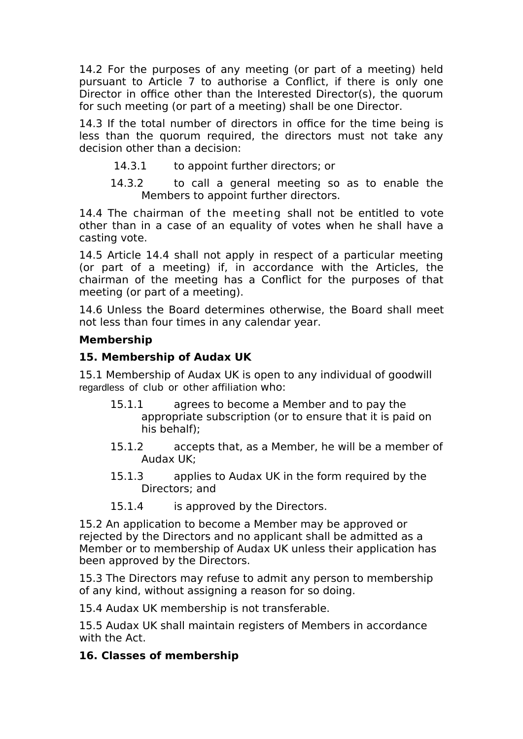14.2 For the purposes of any meeting (or part of a meeting) held pursuant to Article 7 to authorise a Conflict, if there is only one Director in office other than the Interested Director(s), the quorum for such meeting (or part of a meeting) shall be one Director.

14.3 If the total number of directors in office for the time being is less than the quorum required, the directors must not take any decision other than a decision:

- 14.3.1 to appoint further directors; or
- 14.3.2 to call a general meeting so as to enable the Members to appoint further directors.

14.4 The chairman of the meeting shall not be entitled to vote other than in a case of an equality of votes when he shall have a casting vote.

14.5 Article 14.4 shall not apply in respect of a particular meeting (or part of a meeting) if, in accordance with the Articles, the chairman of the meeting has a Conflict for the purposes of that meeting (or part of a meeting).

14.6 Unless the Board determines otherwise, the Board shall meet not less than four times in any calendar year.

**Membership**

**15. Membership of Audax UK**

15.1 Membership of Audax UK is open to any individual of goodwill regardless of club or other affiliation who:

- 15.1.1 agrees to become a Member and to pay the appropriate subscription (or to ensure that it is paid on his behalf);
- 15.1.2 accepts that, as a Member, he will be a member of Audax UK;
- 15.1.3 applies to Audax UK in the form required by the Directors; and
- 15.1.4 is approved by the Directors.

15.2 An application to become a Member may be approved or rejected by the Directors and no applicant shall be admitted as a Member or to membership of Audax UK unless their application has been approved by the Directors.

15.3 The Directors may refuse to admit any person to membership of any kind, without assigning a reason for so doing.

15.4 Audax UK membership is not transferable.

15.5 Audax UK shall maintain registers of Members in accordance with the Act.

**16. Classes of membership**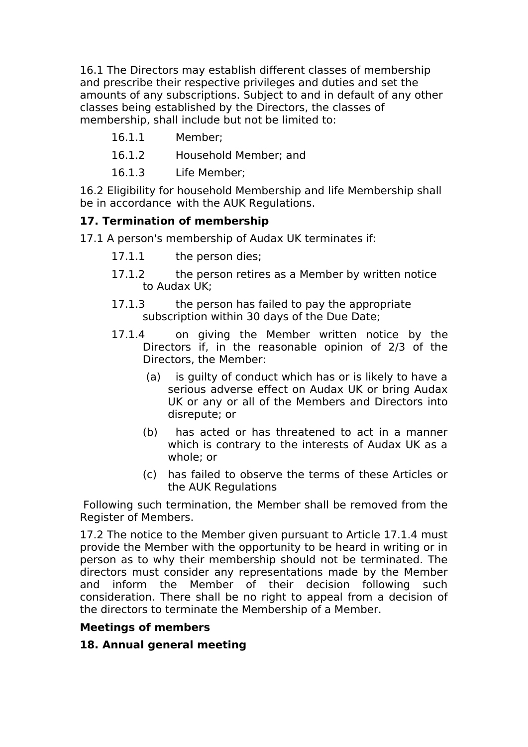16.1 The Directors may establish different classes of membership and prescribe their respective privileges and duties and set the amounts of any subscriptions. Subject to and in default of any other classes being established by the Directors, the classes of membership, shall include but not be limited to:

16.1.1 Member;

16.1.2 Household Member; and

16.1.3 Life Member;

16.2 Eligibility for household Membership and life Membership shall be in accordance with the AUK Regulations.

**17. Termination of membership**

17.1 A person's membership of Audax UK terminates if:

17.1.1 the person dies;

17.1.2 the person retires as a Member by written notice to Audax UK;

17.1.3 the person has failed to pay the appropriate subscription within 30 days of the Due Date;

17.1.4 on giving the Member written notice by the Directors if, in the reasonable opinion of 2/3 of the Directors, the Member:

(a) is guilty of conduct which has or is likely to have a serious adverse effect on Audax UK or bring Audax UK or any or all of the Members and Directors into disrepute; or

(b) has acted or has threatened to act in a manner which is contrary to the interests of Audax UK as a whole; or

(c) has failed to observe the terms of these Articles or the AUK Regulations

Following such termination, the Member shall be removed from the Register of Members.

17.2 The notice to the Member given pursuant to Article 17.1.4 must provide the Member with the opportunity to be heard in writing or in person as to why their membership should not be terminated. The directors must consider any representations made by the Member and inform the Member of their decision following such consideration. There shall be no right to appeal from a decision of the directors to terminate the Membership of a Member.

**Meetings of members**

**18. Annual general meeting**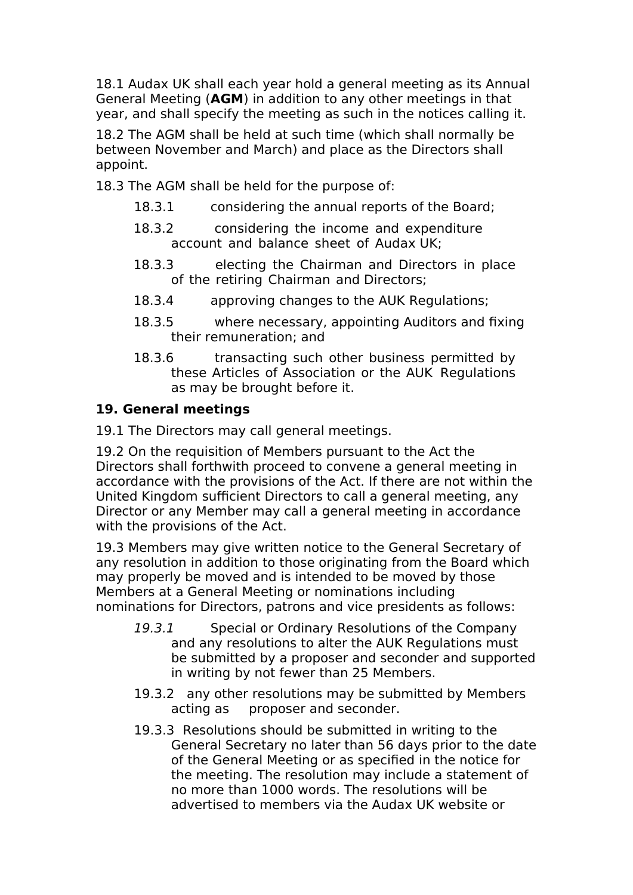18.1 Audax UK shall each year hold a general meeting as its Annual General Meeting (**AGM**) in addition to any other meetings in that year, and shall specify the meeting as such in the notices calling it.

18.2 The AGM shall be held at such time (which shall normally be between November and March) and place as the Directors shall appoint.

18.3 The AGM shall be held for the purpose of:

18.3.1 considering the annual reports of the Board;

18.3.2 considering the income and expenditure account and balance sheet of Audax UK;

18.3.3 electing the Chairman and Directors in place of the retiring Chairman and Directors;

18.3.4 approving changes to the AUK Regulations;

18.3.5 where necessary, appointing Auditors and fixing their remuneration; and

18.3.6 transacting such other business permitted by these Articles of Association or the AUK Regulations as may be brought before it.

**19. General meetings**

19.1 The Directors may call general meetings.

19.2 On the requisition of Members pursuant to the Act the Directors shall forthwith proceed to convene a general meeting in accordance with the provisions of the Act. If there are not within the United Kingdom sufficient Directors to call a general meeting, any Director or any Member may call a general meeting in accordance with the provisions of the Act.

19.3 Members may give written notice to the General Secretary of any resolution in addition to those originating from the Board which may properly be moved and is intended to be moved by those Members at a General Meeting or nominations including nominations for Directors, patrons and vice presidents as follows:

*19.3.1* Special or Ordinary Resolutions of the Company and any resolutions to alter the AUK Regulations must be submitted by a proposer and seconder and supported in writing by not fewer than 25 Members.

19.3.2 any other resolutions may be submitted by Members acting as proposer and seconder.

19.3.3 Resolutions should be submitted in writing to the General Secretary no later than 56 days prior to the date of the General Meeting or as specified in the notice for the meeting. The resolution may include a statement of no more than 1000 words. The resolutions will be advertised to members via the Audax UK website or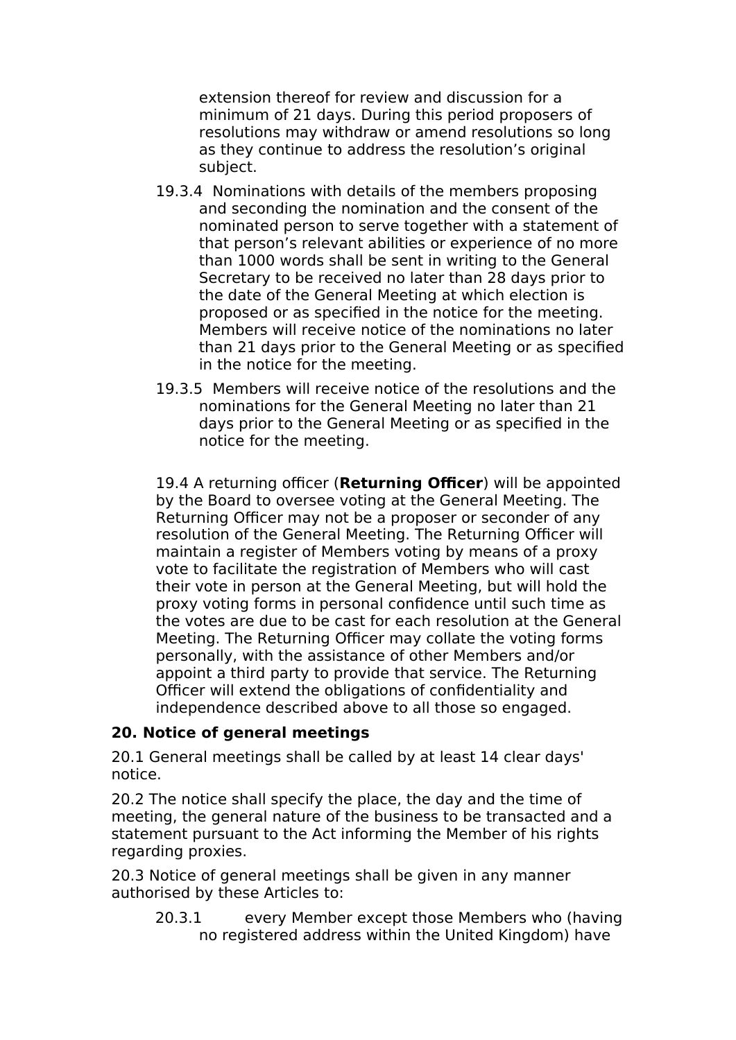extension thereof for review and discussion for a minimum of 21 days. During this period proposers of resolutions may withdraw or amend resolutions so long as they continue to address the resolution's original subject.

19.3.4 Nominations with details of the members proposing and seconding the nomination and the consent of the nominated person to serve together with a statement of that person's relevant abilities or experience of no more than 1000 words shall be sent in writing to the General Secretary to be received no later than 28 days prior to the date of the General Meeting at which election is proposed or as specified in the notice for the meeting. Members will receive notice of the nominations no later than 21 days prior to the General Meeting or as specified in the notice for the meeting.

19.3.5 Members will receive notice of the resolutions and the nominations for the General Meeting no later than 21 days prior to the General Meeting or as specified in the notice for the meeting.

19.4 A returning officer (**Returning Officer**) will be appointed by the Board to oversee voting at the General Meeting. The Returning Officer may not be a proposer or seconder of any resolution of the General Meeting. The Returning Officer will maintain a register of Members voting by means of a proxy vote to facilitate the registration of Members who will cast their vote in person at the General Meeting, but will hold the proxy voting forms in personal confidence until such time as the votes are due to be cast for each resolution at the General Meeting. The Returning Officer may collate the voting forms personally, with the assistance of other Members and/or appoint a third party to provide that service. The Returning Officer will extend the obligations of confidentiality and independence described above to all those so engaged.

**20. Notice of general meetings**

20.1 General meetings shall be called by at least 14 clear days' notice.

20.2 The notice shall specify the place, the day and the time of meeting, the general nature of the business to be transacted and a statement pursuant to the Act informing the Member of his rights regarding proxies.

20.3 Notice of general meetings shall be given in any manner authorised by these Articles to:

20.3.1 every Member except those Members who (having no registered address within the United Kingdom) have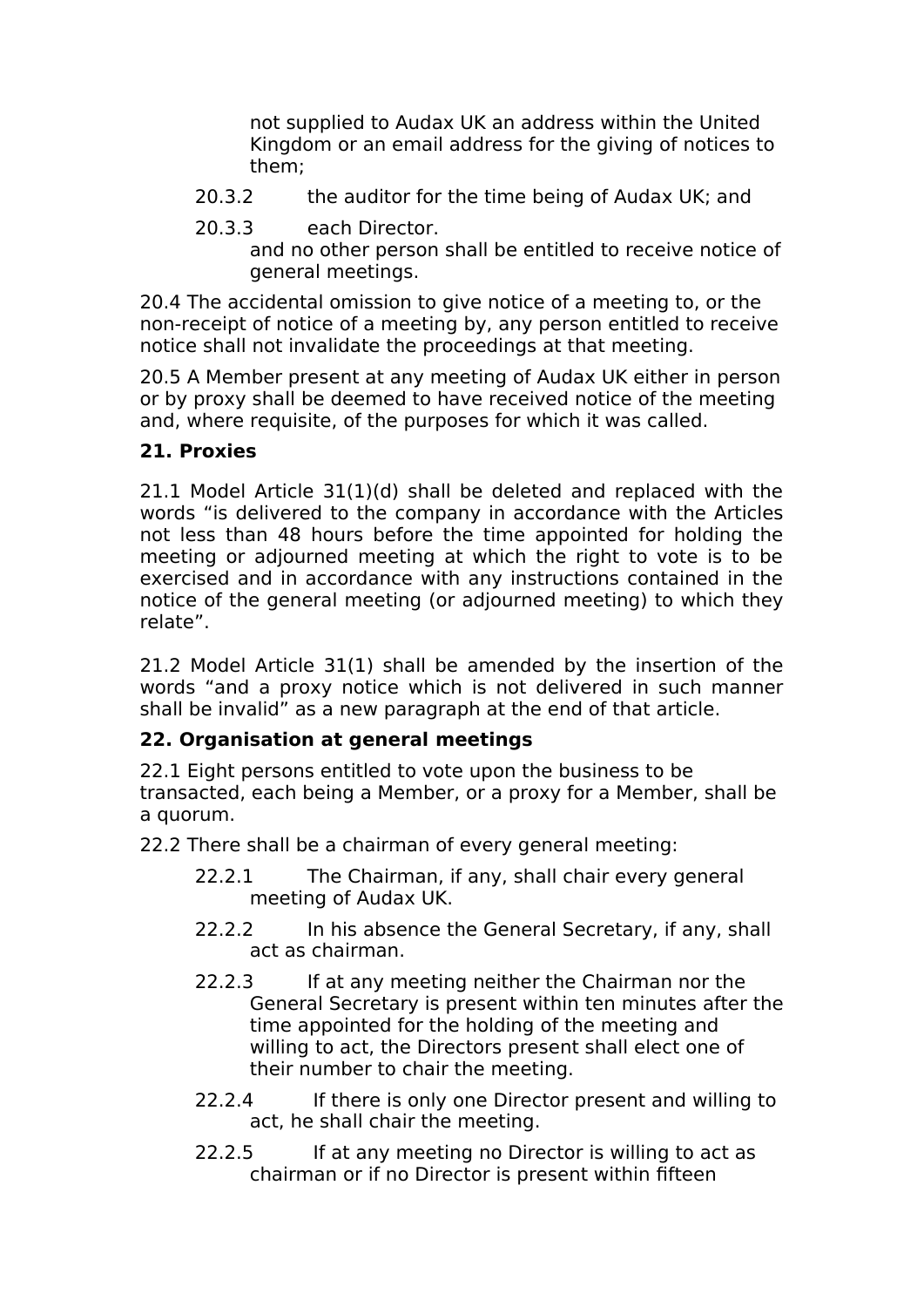not supplied to Audax UK an address within the United Kingdom or an email address for the giving of notices to them;

20.3.2 the auditor for the time being of Audax UK; and

20.3.3 each Director.

and no other person shall be entitled to receive notice of general meetings.

20.4 The accidental omission to give notice of a meeting to, or the non-receipt of notice of a meeting by, any person entitled to receive notice shall not invalidate the proceedings at that meeting.

20.5 A Member present at any meeting of Audax UK either in person or by proxy shall be deemed to have received notice of the meeting and, where requisite, of the purposes for which it was called.

**21. Proxies**

21.1 Model Article 31(1)(d) shall be deleted and replaced with the words “is delivered to the company in accordance with the Articles not less than 48 hours before the time appointed for holding the meeting or adjourned meeting at which the right to vote is to be exercised and in accordance with any instructions contained in the notice of the general meeting (or adjourned meeting) to which they relate”.

21.2 Model Article 31(1) shall be amended by the insertion of the words “and a proxy notice which is not delivered in such manner shall be invalid” as a new paragraph at the end of that article.

**22. Organisation at general meetings**

22.1 Eight persons entitled to vote upon the business to be transacted, each being a Member, or a proxy for a Member, shall be a quorum.

22.2 There shall be a chairman of every general meeting:

22.2.1 The Chairman, if any, shall chair every general meeting of Audax UK.

22.2.2 In his absence the General Secretary, if any, shall act as chairman.

22.2.3 If at any meeting neither the Chairman nor the General Secretary is present within ten minutes after the time appointed for the holding of the meeting and willing to act, the Directors present shall elect one of their number to chair the meeting.

22.2.4 If there is only one Director present and willing to act, he shall chair the meeting.

22.2.5 If at any meeting no Director is willing to act as chairman or if no Director is present within fifteen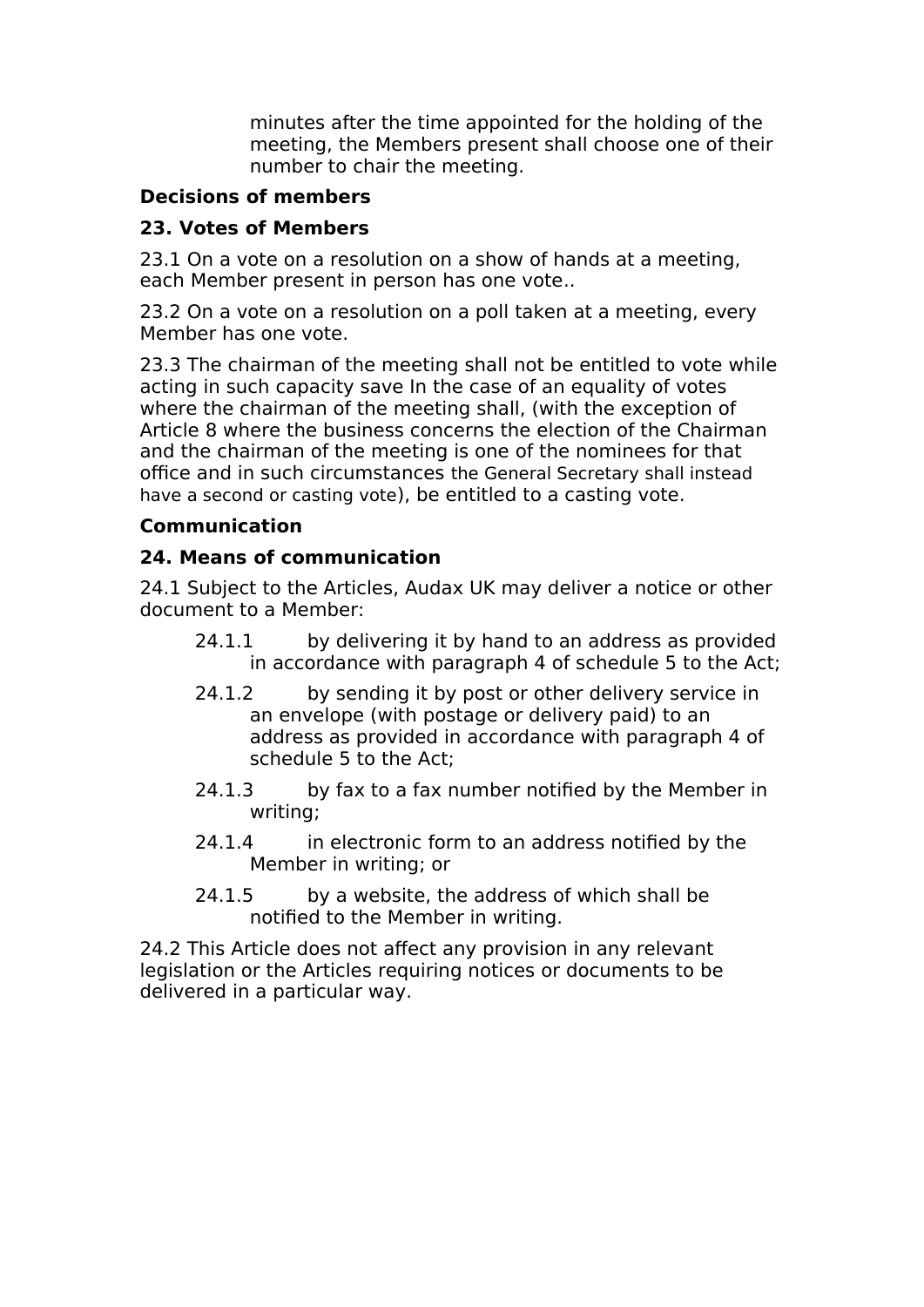minutes after the time appointed for the holding of the meeting, the Members present shall choose one of their number to chair the meeting.

**Decisions of members**

**23. Votes of Members**

23.1 On a vote on a resolution on a show of hands at a meeting, each Member present in person has one vote..

23.2 On a vote on a resolution on a poll taken at a meeting, every Member has one vote.

23.3 The chairman of the meeting shall not be entitled to vote while acting in such capacity save In the case of an equality of votes where the chairman of the meeting shall, (with the exception of Article 8 where the business concerns the election of the Chairman and the chairman of the meeting is one of the nominees for that office and in such circumstances the General Secretary shall instead have a second or casting vote), be entitled to a casting vote.

**Communication**

**24. Means of communication**

24.1 Subject to the Articles, Audax UK may deliver a notice or other document to a Member:

- 24.1.1 by delivering it by hand to an address as provided in accordance with paragraph 4 of schedule 5 to the Act;
- 24.1.2 by sending it by post or other delivery service in an envelope (with postage or delivery paid) to an address as provided in accordance with paragraph 4 of schedule 5 to the Act;
- 24.1.3 by fax to a fax number notified by the Member in writing;
- 24.1.4 in electronic form to an address notified by the Member in writing; or
- 24.1.5 by a website, the address of which shall be notified to the Member in writing.

24.2 This Article does not affect any provision in any relevant legislation or the Articles requiring notices or documents to be delivered in a particular way.